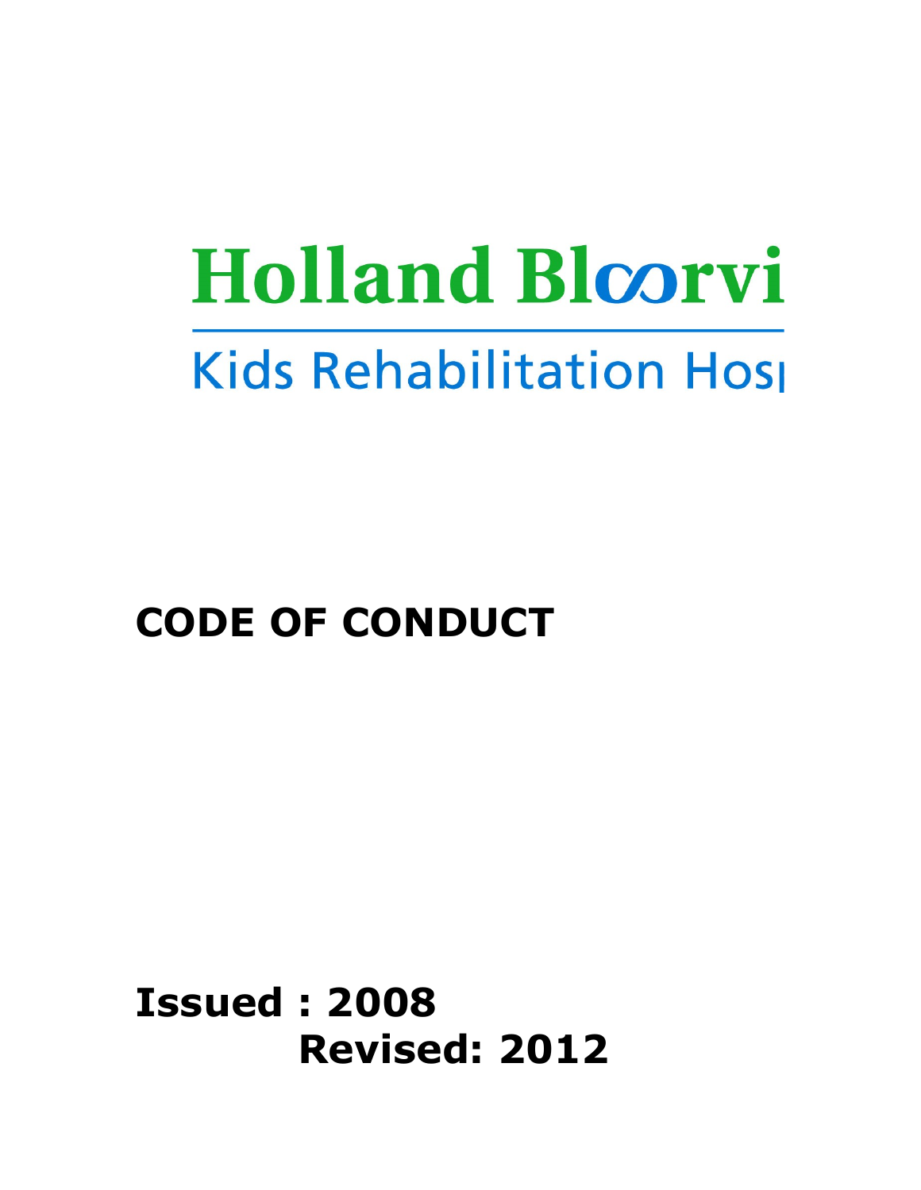Holland Bloorvi

Kids Rehabilitation Hos

# CODE OF CONDUCT

**Issued : 2008**

**Revised: 2012**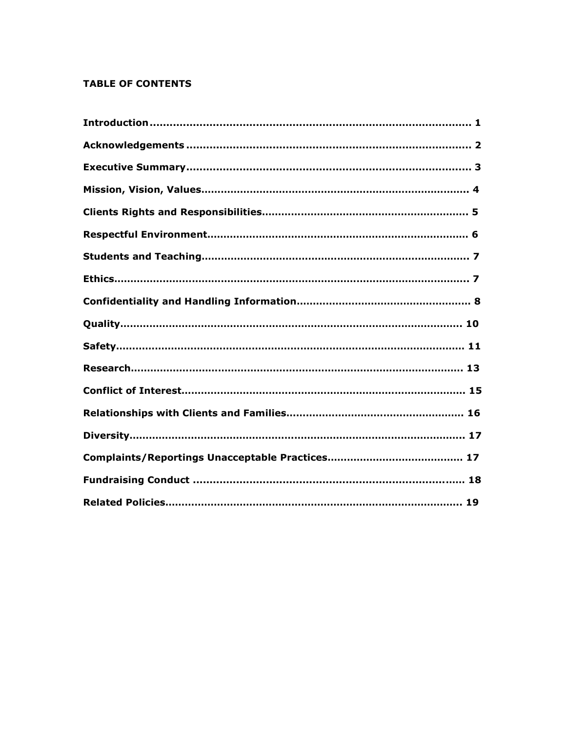**TABLE OF CONTENTS**

| | |
|---|---|
| **Introduction** | **1** |
| **Acknowledgements** | **2** |
| **Executive Summary** | **3** |
| **Mission, Vision, Values** | **4** |
| **Clients Rights and Responsibilities** | **5** |
| **Respectful Environment** | **6** |
| **Students and Teaching** | **7** |
| **Ethics** | **7** |
| **Confidentiality and Handling Information** | **8** |
| **Quality** | **10** |
| **Safety** | **11** |
| **Research** | **13** |
| **Conflict of Interest** | **15** |
| **Relationships with Clients and Families** | **16** |
| **Diversity** | **17** |
| **Complaints/Reportings Unacceptable Practices** | **17** |
| **Fundraising Conduct** | **18** |
| **Related Policies** | **19** |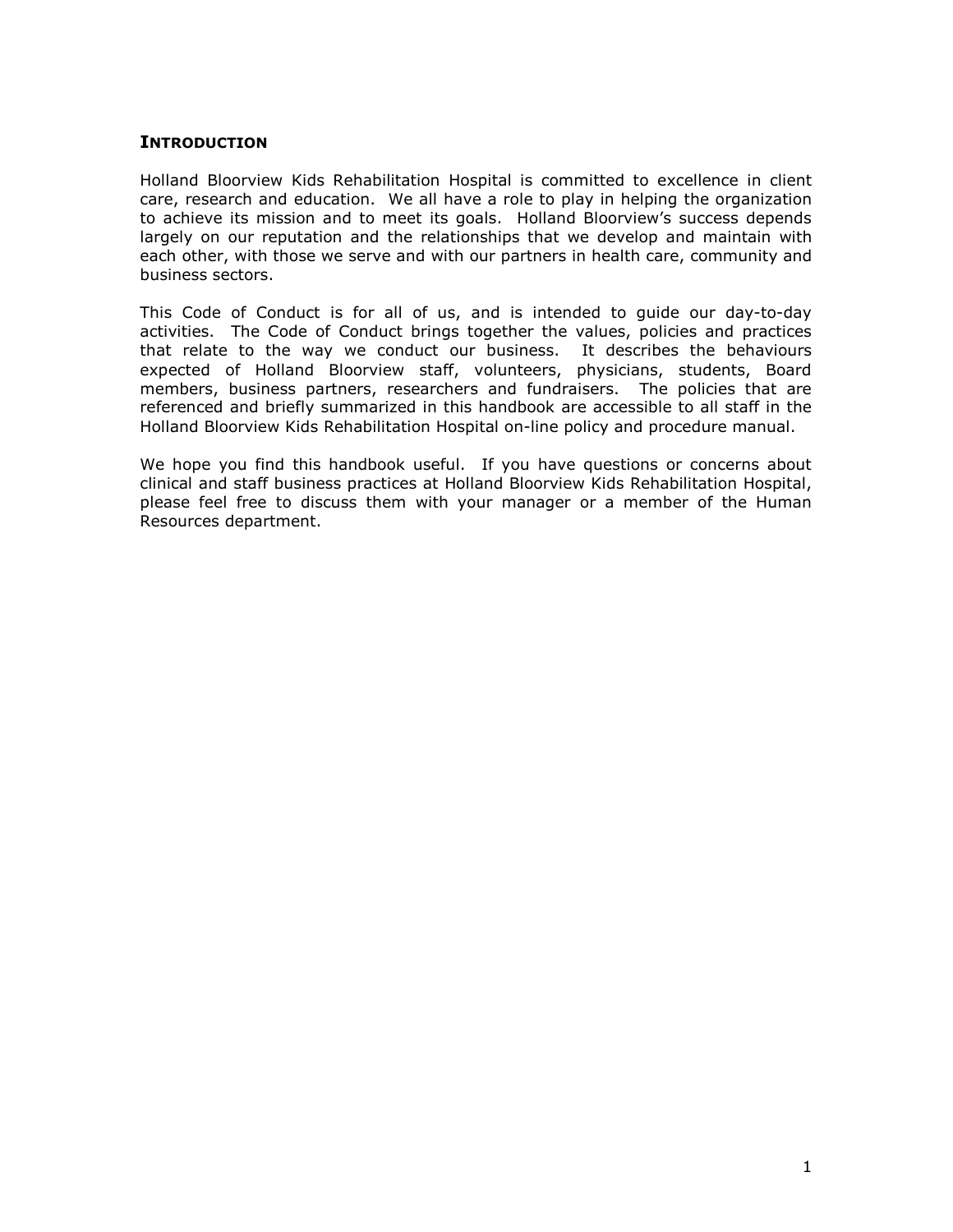## INTRODUCTION

Holland Bloorview Kids Rehabilitation Hospital is committed to excellence in client care, research and education. We all have a role to play in helping the organization to achieve its mission and to meet its goals. Holland Bloorview's success depends largely on our reputation and the relationships that we develop and maintain with each other, with those we serve and with our partners in health care, community and business sectors.

This Code of Conduct is for all of us, and is intended to guide our day-to-day activities. The Code of Conduct brings together the values, policies and practices that relate to the way we conduct our business. It describes the behaviours expected of Holland Bloorview staff, volunteers, physicians, students, Board members, business partners, researchers and fundraisers. The policies that are referenced and briefly summarized in this handbook are accessible to all staff in the Holland Bloorview Kids Rehabilitation Hospital on-line policy and procedure manual.

We hope you find this handbook useful. If you have questions or concerns about clinical and staff business practices at Holland Bloorview Kids Rehabilitation Hospital, please feel free to discuss them with your manager or a member of the Human Resources department.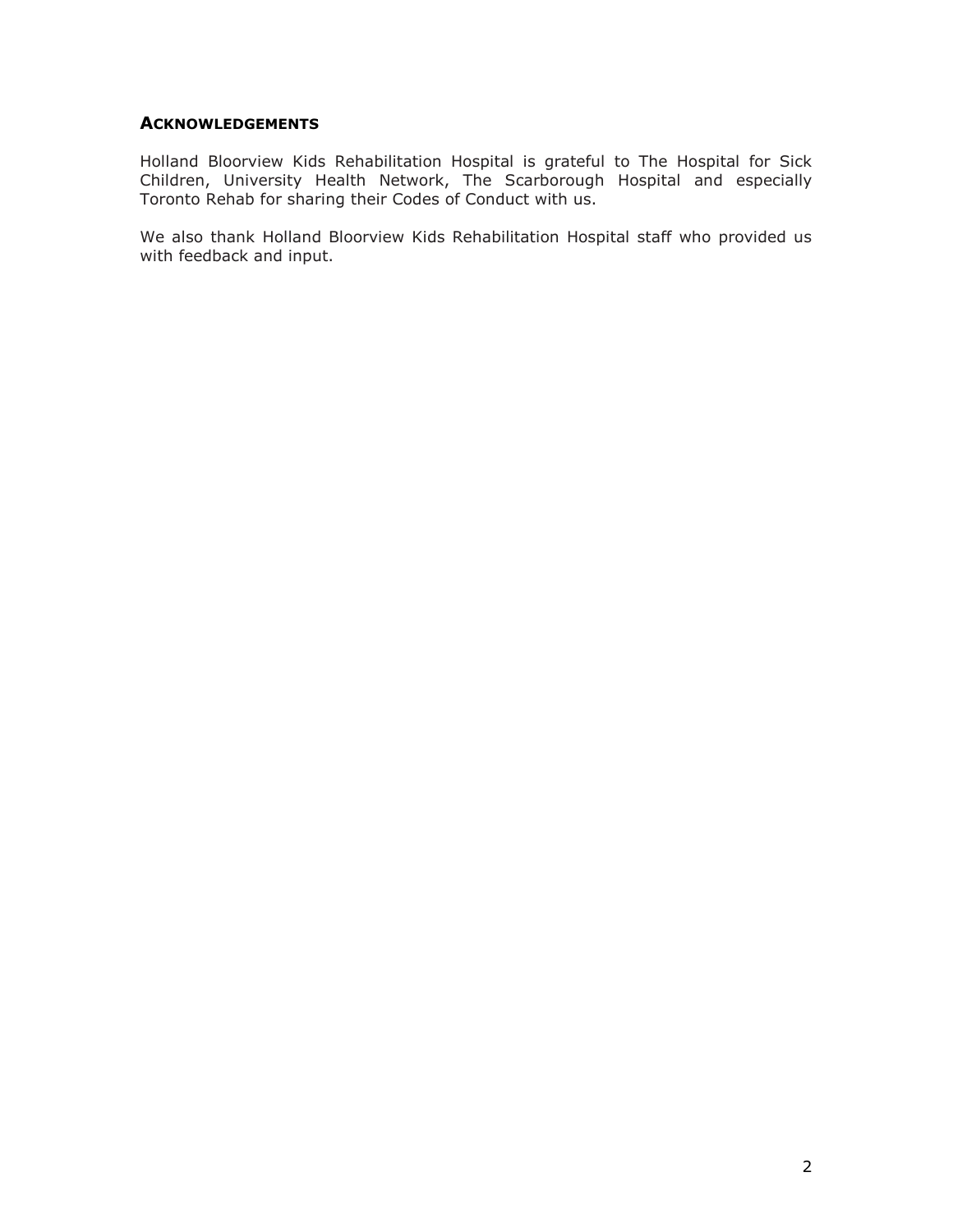## ACKNOWLEDGEMENTS

Holland Bloorview Kids Rehabilitation Hospital is grateful to The Hospital for Sick Children, University Health Network, The Scarborough Hospital and especially Toronto Rehab for sharing their Codes of Conduct with us.

We also thank Holland Bloorview Kids Rehabilitation Hospital staff who provided us with feedback and input.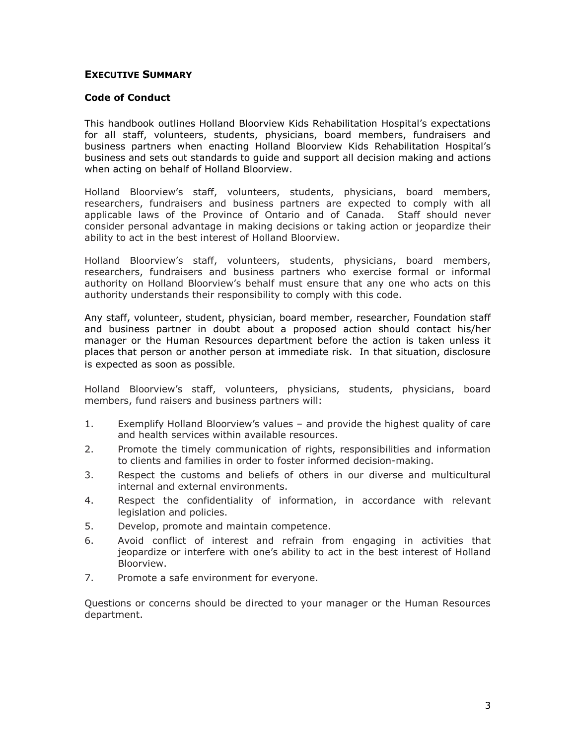## EXECUTIVE SUMMARY

### Code of Conduct

This handbook outlines Holland Bloorview Kids Rehabilitation Hospital's expectations for all staff, volunteers, students, physicians, board members, fundraisers and business partners when enacting Holland Bloorview Kids Rehabilitation Hospital's business and sets out standards to guide and support all decision making and actions when acting on behalf of Holland Bloorview.

Holland Bloorview's staff, volunteers, students, physicians, board members, researchers, fundraisers and business partners are expected to comply with all applicable laws of the Province of Ontario and of Canada. Staff should never consider personal advantage in making decisions or taking action or jeopardize their ability to act in the best interest of Holland Bloorview.

Holland Bloorview's staff, volunteers, students, physicians, board members, researchers, fundraisers and business partners who exercise formal or informal authority on Holland Bloorview's behalf must ensure that any one who acts on this authority understands their responsibility to comply with this code.

Any staff, volunteer, student, physician, board member, researcher, Foundation staff and business partner in doubt about a proposed action should contact his/her manager or the Human Resources department before the action is taken unless it places that person or another person at immediate risk. In that situation, disclosure is expected as soon as possible.

Holland Bloorview's staff, volunteers, physicians, students, physicians, board members, fund raisers and business partners will:

1. Exemplify Holland Bloorview's values – and provide the highest quality of care and health services within available resources.
2. Promote the timely communication of rights, responsibilities and information to clients and families in order to foster informed decision-making.
3. Respect the customs and beliefs of others in our diverse and multicultural internal and external environments.
4. Respect the confidentiality of information, in accordance with relevant legislation and policies.
5. Develop, promote and maintain competence.
6. Avoid conflict of interest and refrain from engaging in activities that jeopardize or interfere with one's ability to act in the best interest of Holland Bloorview.
7. Promote a safe environment for everyone.

Questions or concerns should be directed to your manager or the Human Resources department.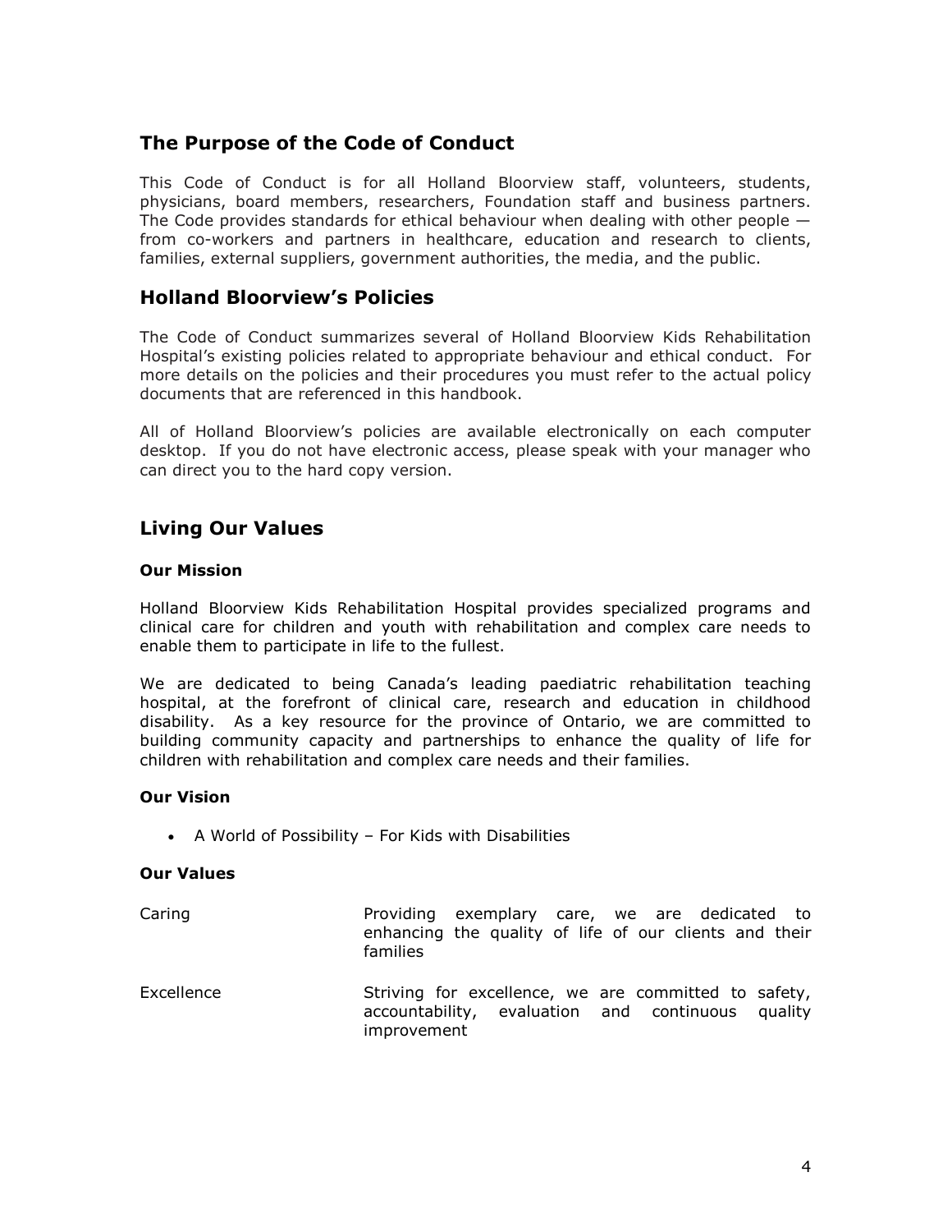## The Purpose of the Code of Conduct

This Code of Conduct is for all Holland Bloorview staff, volunteers, students, physicians, board members, researchers, Foundation staff and business partners. The Code provides standards for ethical behaviour when dealing with other people — from co-workers and partners in healthcare, education and research to clients, families, external suppliers, government authorities, the media, and the public.

## Holland Bloorview's Policies

The Code of Conduct summarizes several of Holland Bloorview Kids Rehabilitation Hospital's existing policies related to appropriate behaviour and ethical conduct. For more details on the policies and their procedures you must refer to the actual policy documents that are referenced in this handbook.

All of Holland Bloorview's policies are available electronically on each computer desktop. If you do not have electronic access, please speak with your manager who can direct you to the hard copy version.

## Living Our Values

**Our Mission**

Holland Bloorview Kids Rehabilitation Hospital provides specialized programs and clinical care for children and youth with rehabilitation and complex care needs to enable them to participate in life to the fullest.

We are dedicated to being Canada's leading paediatric rehabilitation teaching hospital, at the forefront of clinical care, research and education in childhood disability. As a key resource for the province of Ontario, we are committed to building community capacity and partnerships to enhance the quality of life for children with rehabilitation and complex care needs and their families.

**Our Vision**

- A World of Possibility – For Kids with Disabilities

**Our Values**

| | |
|---|---|
| Caring | Providing exemplary care, we are dedicated to enhancing the quality of life of our clients and their families |
| Excellence | Striving for excellence, we are committed to safety, accountability, evaluation and continuous quality improvement |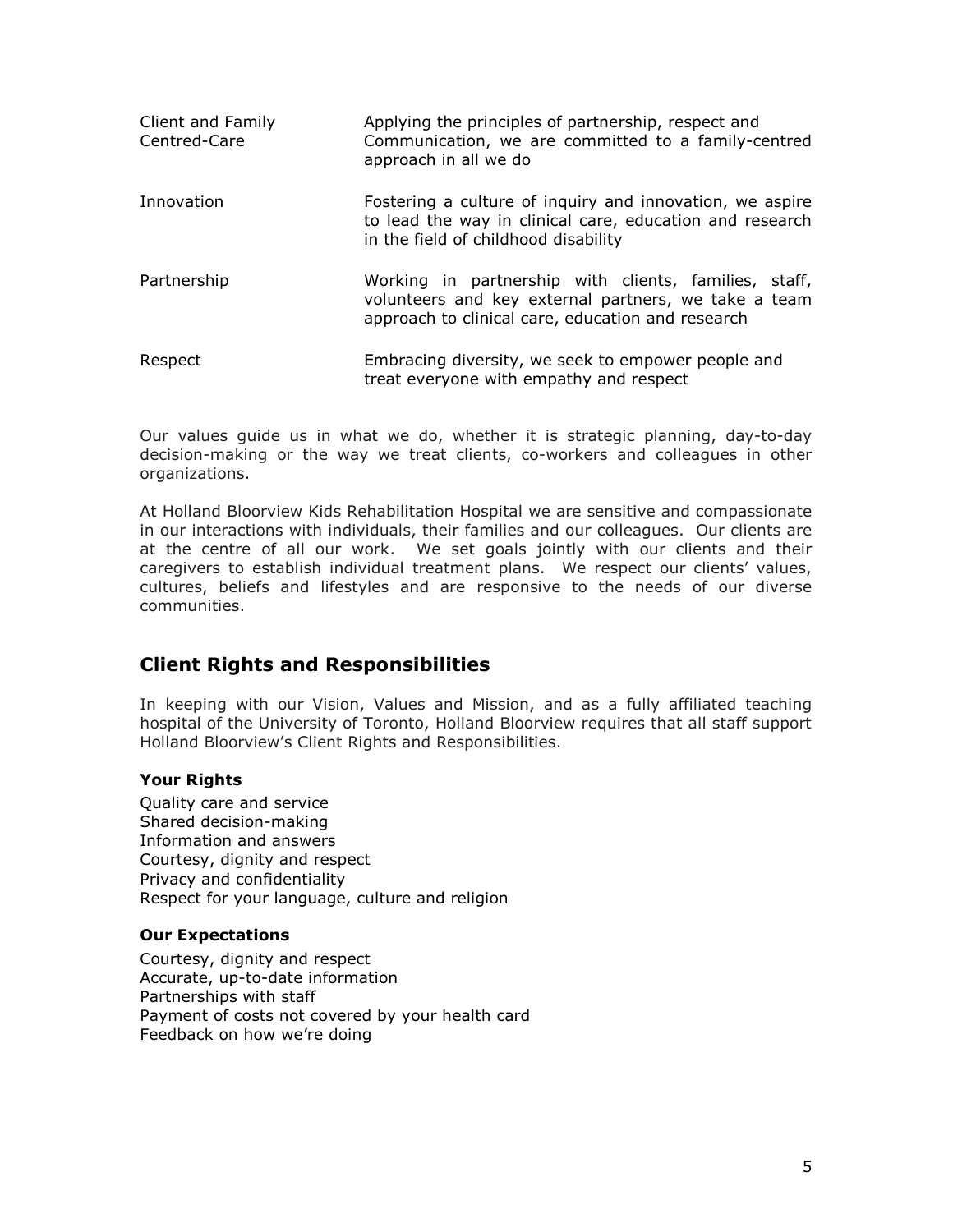| | |
|---|---|
| Client and Family Centred-Care | Applying the principles of partnership, respect and Communication, we are committed to a family-centred approach in all we do |
| Innovation | Fostering a culture of inquiry and innovation, we aspire to lead the way in clinical care, education and research in the field of childhood disability |
| Partnership | Working in partnership with clients, families, staff, volunteers and key external partners, we take a team approach to clinical care, education and research |
| Respect | Embracing diversity, we seek to empower people and treat everyone with empathy and respect |

Our values guide us in what we do, whether it is strategic planning, day-to-day decision-making or the way we treat clients, co-workers and colleagues in other organizations.

At Holland Bloorview Kids Rehabilitation Hospital we are sensitive and compassionate in our interactions with individuals, their families and our colleagues. Our clients are at the centre of all our work. We set goals jointly with our clients and their caregivers to establish individual treatment plans. We respect our clients' values, cultures, beliefs and lifestyles and are responsive to the needs of our diverse communities.

## Client Rights and Responsibilities

In keeping with our Vision, Values and Mission, and as a fully affiliated teaching hospital of the University of Toronto, Holland Bloorview requires that all staff support Holland Bloorview's Client Rights and Responsibilities.

### Your Rights

Quality care and service
Shared decision-making
Information and answers
Courtesy, dignity and respect
Privacy and confidentiality
Respect for your language, culture and religion

### Our Expectations

Courtesy, dignity and respect
Accurate, up-to-date information
Partnerships with staff
Payment of costs not covered by your health card
Feedback on how we're doing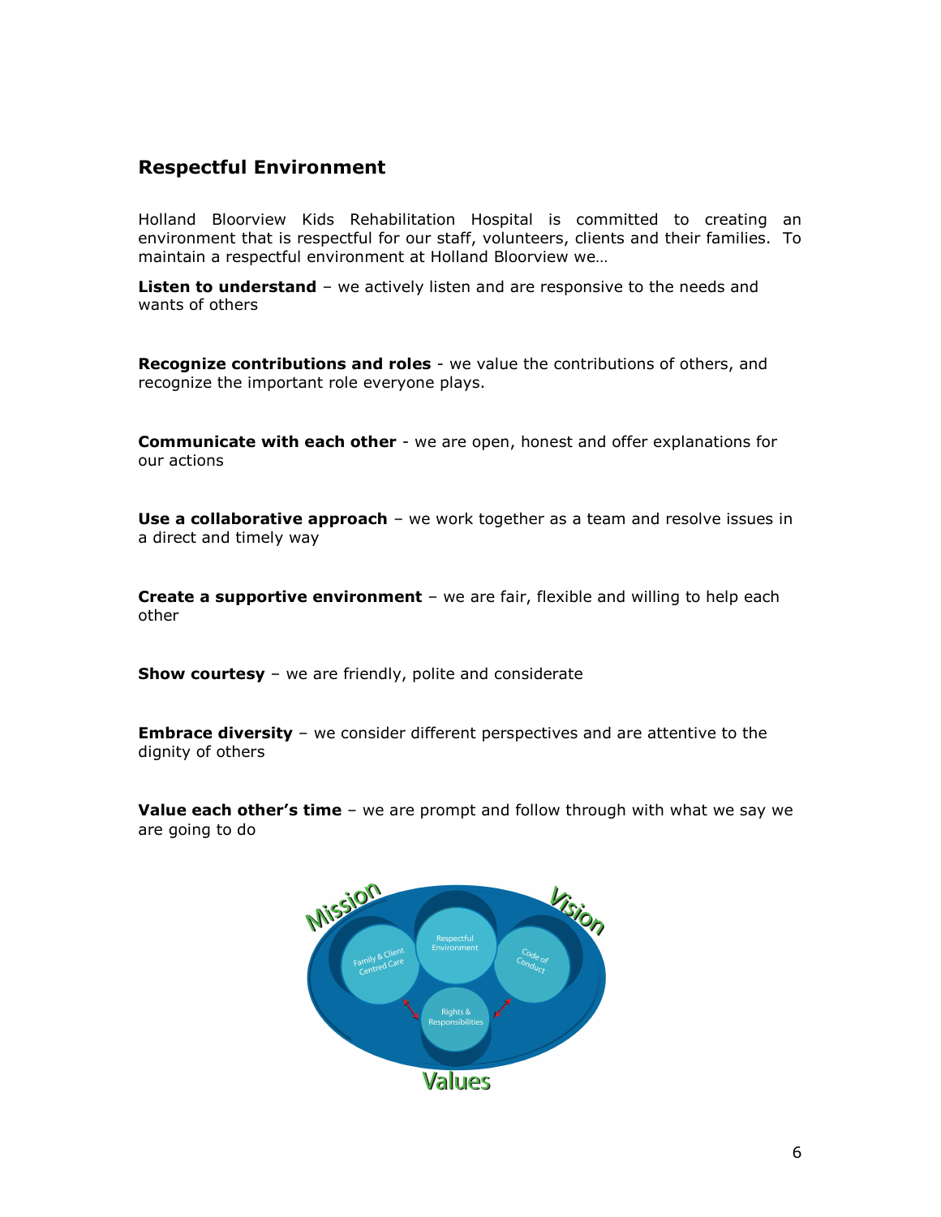## Respectful Environment

Holland Bloorview Kids Rehabilitation Hospital is committed to creating an environment that is respectful for our staff, volunteers, clients and their families. To maintain a respectful environment at Holland Bloorview we…

**Listen to understand** – we actively listen and are responsive to the needs and wants of others

**Recognize contributions and roles** - we value the contributions of others, and recognize the important role everyone plays.

**Communicate with each other** - we are open, honest and offer explanations for our actions

**Use a collaborative approach** – we work together as a team and resolve issues in a direct and timely way

**Create a supportive environment** – we are fair, flexible and willing to help each other

**Show courtesy** – we are friendly, polite and considerate

**Embrace diversity** – we consider different perspectives and are attentive to the dignity of others

**Value each other's time** – we are prompt and follow through with what we say we are going to do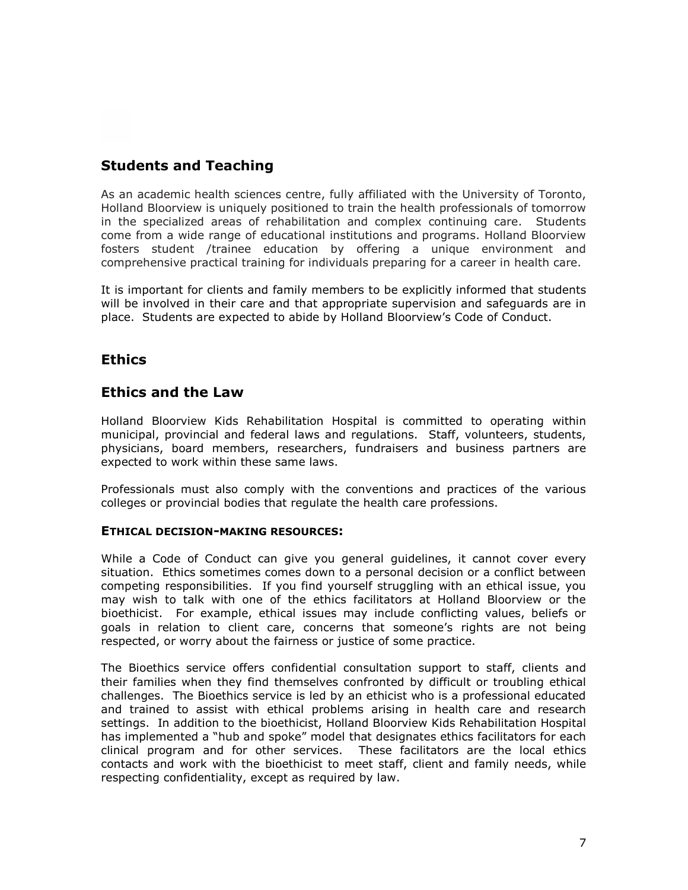## Students and Teaching

As an academic health sciences centre, fully affiliated with the University of Toronto, Holland Bloorview is uniquely positioned to train the health professionals of tomorrow in the specialized areas of rehabilitation and complex continuing care. Students come from a wide range of educational institutions and programs. Holland Bloorview fosters student /trainee education by offering a unique environment and comprehensive practical training for individuals preparing for a career in health care.

It is important for clients and family members to be explicitly informed that students will be involved in their care and that appropriate supervision and safeguards are in place. Students are expected to abide by Holland Bloorview's Code of Conduct.

## Ethics

## Ethics and the Law

Holland Bloorview Kids Rehabilitation Hospital is committed to operating within municipal, provincial and federal laws and regulations. Staff, volunteers, students, physicians, board members, researchers, fundraisers and business partners are expected to work within these same laws.

Professionals must also comply with the conventions and practices of the various colleges or provincial bodies that regulate the health care professions.

**ETHICAL DECISION-MAKING RESOURCES:**

While a Code of Conduct can give you general guidelines, it cannot cover every situation. Ethics sometimes comes down to a personal decision or a conflict between competing responsibilities. If you find yourself struggling with an ethical issue, you may wish to talk with one of the ethics facilitators at Holland Bloorview or the bioethicist. For example, ethical issues may include conflicting values, beliefs or goals in relation to client care, concerns that someone's rights are not being respected, or worry about the fairness or justice of some practice.

The Bioethics service offers confidential consultation support to staff, clients and their families when they find themselves confronted by difficult or troubling ethical challenges. The Bioethics service is led by an ethicist who is a professional educated and trained to assist with ethical problems arising in health care and research settings. In addition to the bioethicist, Holland Bloorview Kids Rehabilitation Hospital has implemented a "hub and spoke" model that designates ethics facilitators for each clinical program and for other services. These facilitators are the local ethics contacts and work with the bioethicist to meet staff, client and family needs, while respecting confidentiality, except as required by law.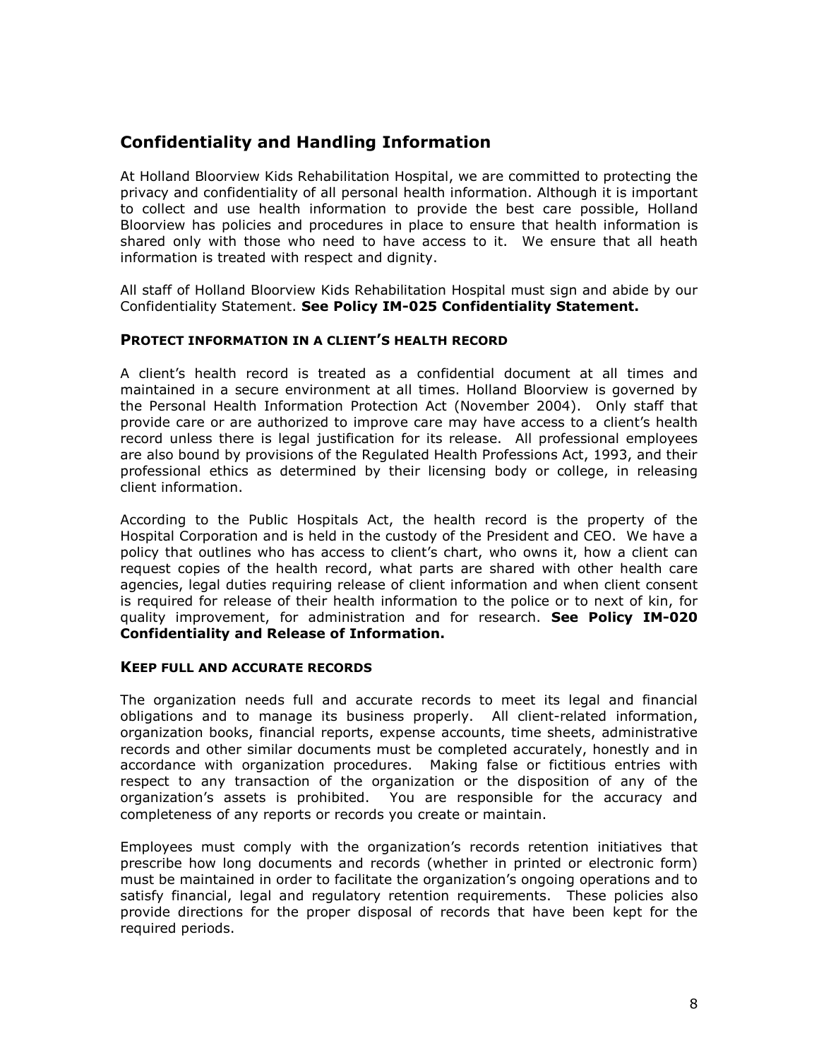## Confidentiality and Handling Information

At Holland Bloorview Kids Rehabilitation Hospital, we are committed to protecting the privacy and confidentiality of all personal health information. Although it is important to collect and use health information to provide the best care possible, Holland Bloorview has policies and procedures in place to ensure that health information is shared only with those who need to have access to it. We ensure that all heath information is treated with respect and dignity.

All staff of Holland Bloorview Kids Rehabilitation Hospital must sign and abide by our Confidentiality Statement. **See Policy IM-025 Confidentiality Statement.**

### PROTECT INFORMATION IN A CLIENT'S HEALTH RECORD

A client's health record is treated as a confidential document at all times and maintained in a secure environment at all times. Holland Bloorview is governed by the Personal Health Information Protection Act (November 2004). Only staff that provide care or are authorized to improve care may have access to a client's health record unless there is legal justification for its release. All professional employees are also bound by provisions of the Regulated Health Professions Act, 1993, and their professional ethics as determined by their licensing body or college, in releasing client information.

According to the Public Hospitals Act, the health record is the property of the Hospital Corporation and is held in the custody of the President and CEO. We have a policy that outlines who has access to client's chart, who owns it, how a client can request copies of the health record, what parts are shared with other health care agencies, legal duties requiring release of client information and when client consent is required for release of their health information to the police or to next of kin, for quality improvement, for administration and for research. **See Policy IM-020 Confidentiality and Release of Information.**

### KEEP FULL AND ACCURATE RECORDS

The organization needs full and accurate records to meet its legal and financial obligations and to manage its business properly. All client-related information, organization books, financial reports, expense accounts, time sheets, administrative records and other similar documents must be completed accurately, honestly and in accordance with organization procedures. Making false or fictitious entries with respect to any transaction of the organization or the disposition of any of the organization's assets is prohibited. You are responsible for the accuracy and completeness of any reports or records you create or maintain.

Employees must comply with the organization's records retention initiatives that prescribe how long documents and records (whether in printed or electronic form) must be maintained in order to facilitate the organization's ongoing operations and to satisfy financial, legal and regulatory retention requirements. These policies also provide directions for the proper disposal of records that have been kept for the required periods.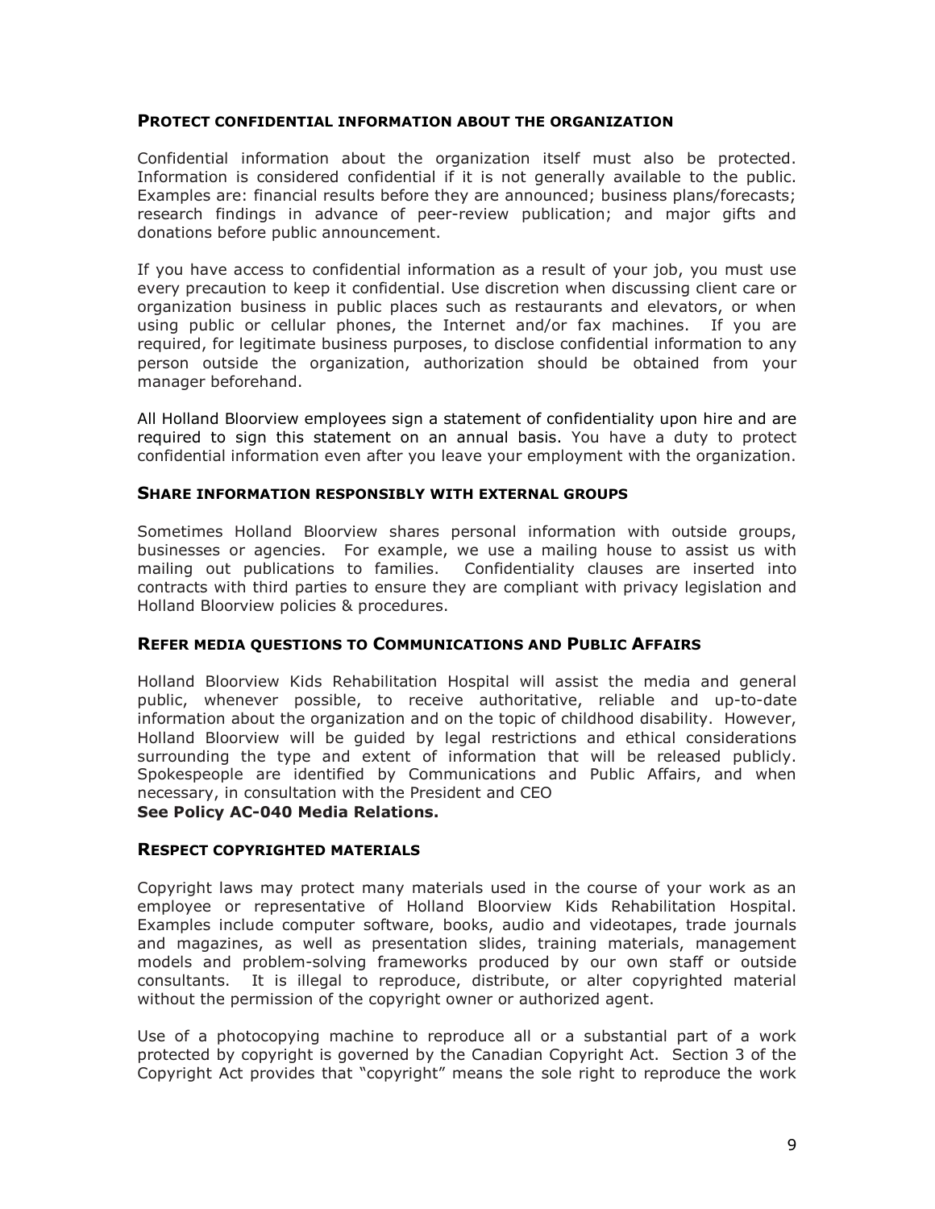### Protect confidential information about the organization

Confidential information about the organization itself must also be protected. Information is considered confidential if it is not generally available to the public. Examples are: financial results before they are announced; business plans/forecasts; research findings in advance of peer-review publication; and major gifts and donations before public announcement.

If you have access to confidential information as a result of your job, you must use every precaution to keep it confidential. Use discretion when discussing client care or organization business in public places such as restaurants and elevators, or when using public or cellular phones, the Internet and/or fax machines. If you are required, for legitimate business purposes, to disclose confidential information to any person outside the organization, authorization should be obtained from your manager beforehand.

All Holland Bloorview employees sign a statement of confidentiality upon hire and are required to sign this statement on an annual basis. You have a duty to protect confidential information even after you leave your employment with the organization.

### Share information responsibly with external groups

Sometimes Holland Bloorview shares personal information with outside groups, businesses or agencies. For example, we use a mailing house to assist us with mailing out publications to families. Confidentiality clauses are inserted into contracts with third parties to ensure they are compliant with privacy legislation and Holland Bloorview policies & procedures.

### Refer media questions to Communications and Public Affairs

Holland Bloorview Kids Rehabilitation Hospital will assist the media and general public, whenever possible, to receive authoritative, reliable and up-to-date information about the organization and on the topic of childhood disability. However, Holland Bloorview will be guided by legal restrictions and ethical considerations surrounding the type and extent of information that will be released publicly. Spokespeople are identified by Communications and Public Affairs, and when necessary, in consultation with the President and CEO

**See Policy AC-040 Media Relations.**

### Respect copyrighted materials

Copyright laws may protect many materials used in the course of your work as an employee or representative of Holland Bloorview Kids Rehabilitation Hospital. Examples include computer software, books, audio and videotapes, trade journals and magazines, as well as presentation slides, training materials, management models and problem-solving frameworks produced by our own staff or outside consultants. It is illegal to reproduce, distribute, or alter copyrighted material without the permission of the copyright owner or authorized agent.

Use of a photocopying machine to reproduce all or a substantial part of a work protected by copyright is governed by the Canadian Copyright Act. Section 3 of the Copyright Act provides that "copyright" means the sole right to reproduce the work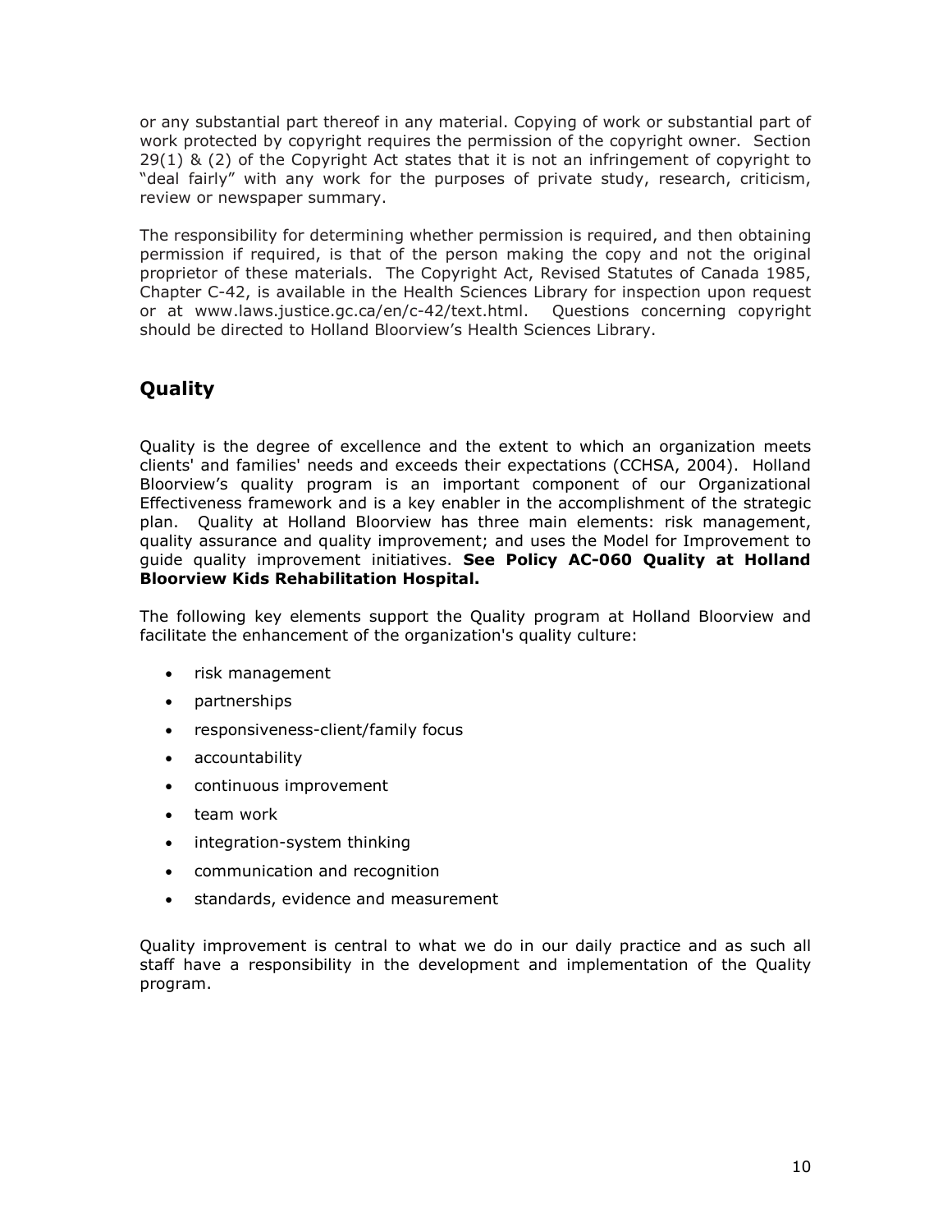or any substantial part thereof in any material. Copying of work or substantial part of work protected by copyright requires the permission of the copyright owner. Section 29(1) & (2) of the Copyright Act states that it is not an infringement of copyright to "deal fairly" with any work for the purposes of private study, research, criticism, review or newspaper summary.

The responsibility for determining whether permission is required, and then obtaining permission if required, is that of the person making the copy and not the original proprietor of these materials. The Copyright Act, Revised Statutes of Canada 1985, Chapter C-42, is available in the Health Sciences Library for inspection upon request or at www.laws.justice.gc.ca/en/c-42/text.html. Questions concerning copyright should be directed to Holland Bloorview's Health Sciences Library.

## Quality

Quality is the degree of excellence and the extent to which an organization meets clients' and families' needs and exceeds their expectations (CCHSA, 2004). Holland Bloorview's quality program is an important component of our Organizational Effectiveness framework and is a key enabler in the accomplishment of the strategic plan. Quality at Holland Bloorview has three main elements: risk management, quality assurance and quality improvement; and uses the Model for Improvement to guide quality improvement initiatives. **See Policy AC-060 Quality at Holland Bloorview Kids Rehabilitation Hospital.**

The following key elements support the Quality program at Holland Bloorview and facilitate the enhancement of the organization's quality culture:

- risk management
- partnerships
- responsiveness-client/family focus
- accountability
- continuous improvement
- team work
- integration-system thinking
- communication and recognition
- standards, evidence and measurement

Quality improvement is central to what we do in our daily practice and as such all staff have a responsibility in the development and implementation of the Quality program.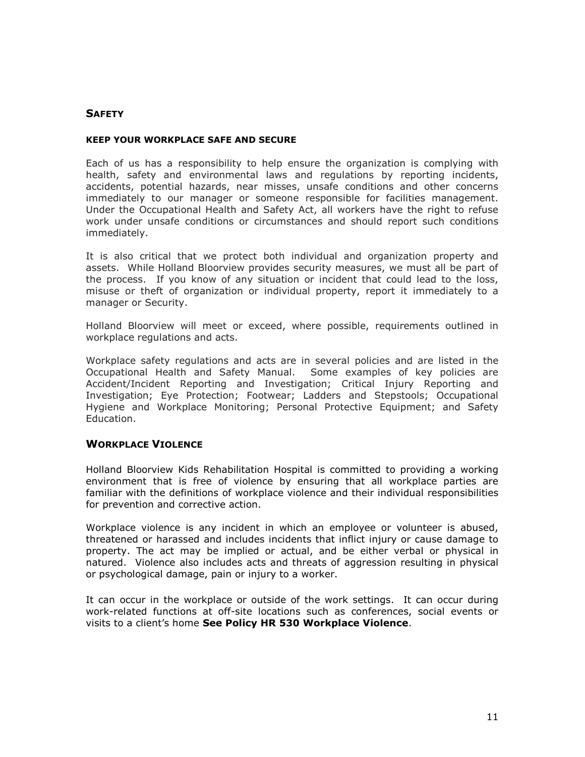## Safety

### KEEP YOUR WORKPLACE SAFE AND SECURE

Each of us has a responsibility to help ensure the organization is complying with health, safety and environmental laws and regulations by reporting incidents, accidents, potential hazards, near misses, unsafe conditions and other concerns immediately to our manager or someone responsible for facilities management. Under the Occupational Health and Safety Act, all workers have the right to refuse work under unsafe conditions or circumstances and should report such conditions immediately.

It is also critical that we protect both individual and organization property and assets. While Holland Bloorview provides security measures, we must all be part of the process. If you know of any situation or incident that could lead to the loss, misuse or theft of organization or individual property, report it immediately to a manager or Security.

Holland Bloorview will meet or exceed, where possible, requirements outlined in workplace regulations and acts.

Workplace safety regulations and acts are in several policies and are listed in the Occupational Health and Safety Manual. Some examples of key policies are Accident/Incident Reporting and Investigation; Critical Injury Reporting and Investigation; Eye Protection; Footwear; Ladders and Stepstools; Occupational Hygiene and Workplace Monitoring; Personal Protective Equipment; and Safety Education.

## Workplace Violence

Holland Bloorview Kids Rehabilitation Hospital is committed to providing a working environment that is free of violence by ensuring that all workplace parties are familiar with the definitions of workplace violence and their individual responsibilities for prevention and corrective action.

Workplace violence is any incident in which an employee or volunteer is abused, threatened or harassed and includes incidents that inflict injury or cause damage to property. The act may be implied or actual, and be either verbal or physical in natured. Violence also includes acts and threats of aggression resulting in physical or psychological damage, pain or injury to a worker.

It can occur in the workplace or outside of the work settings. It can occur during work-related functions at off-site locations such as conferences, social events or visits to a client's home **See Policy HR 530 Workplace Violence**.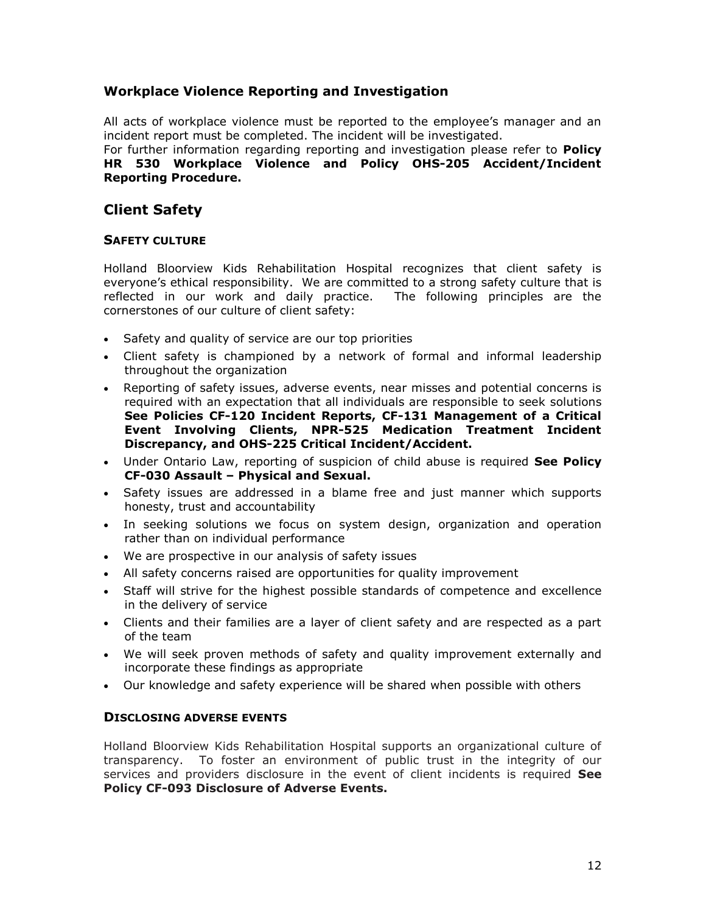### Workplace Violence Reporting and Investigation

All acts of workplace violence must be reported to the employee's manager and an incident report must be completed. The incident will be investigated.
For further information regarding reporting and investigation please refer to **Policy HR 530 Workplace Violence and Policy OHS-205 Accident/Incident Reporting Procedure.**

## Client Safety

#### SAFETY CULTURE

Holland Bloorview Kids Rehabilitation Hospital recognizes that client safety is everyone's ethical responsibility. We are committed to a strong safety culture that is reflected in our work and daily practice. The following principles are the cornerstones of our culture of client safety:

- Safety and quality of service are our top priorities
- Client safety is championed by a network of formal and informal leadership throughout the organization
- Reporting of safety issues, adverse events, near misses and potential concerns is required with an expectation that all individuals are responsible to seek solutions **See Policies CF-120 Incident Reports, CF-131 Management of a Critical Event Involving Clients, NPR-525 Medication Treatment Incident Discrepancy, and OHS-225 Critical Incident/Accident.**
- Under Ontario Law, reporting of suspicion of child abuse is required **See Policy CF-030 Assault – Physical and Sexual.**
- Safety issues are addressed in a blame free and just manner which supports honesty, trust and accountability
- In seeking solutions we focus on system design, organization and operation rather than on individual performance
- We are prospective in our analysis of safety issues
- All safety concerns raised are opportunities for quality improvement
- Staff will strive for the highest possible standards of competence and excellence in the delivery of service
- Clients and their families are a layer of client safety and are respected as a part of the team
- We will seek proven methods of safety and quality improvement externally and incorporate these findings as appropriate
- Our knowledge and safety experience will be shared when possible with others

#### DISCLOSING ADVERSE EVENTS

Holland Bloorview Kids Rehabilitation Hospital supports an organizational culture of transparency. To foster an environment of public trust in the integrity of our services and providers disclosure in the event of client incidents is required **See Policy CF-093 Disclosure of Adverse Events.**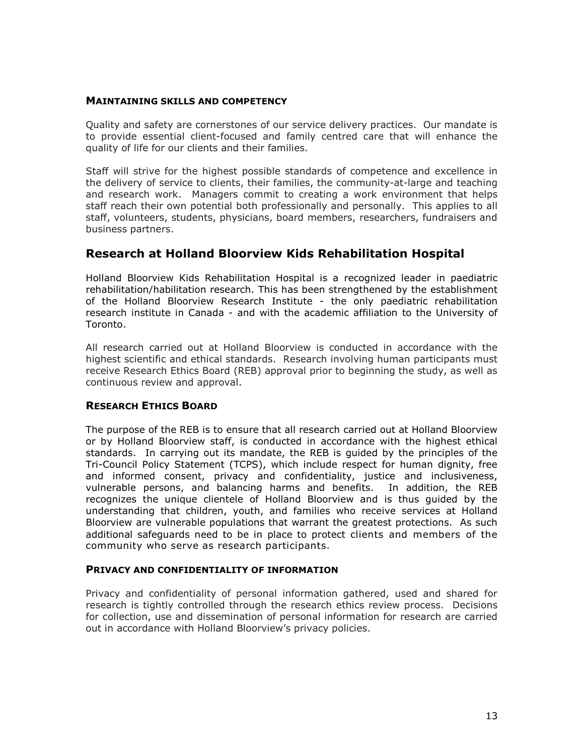### MAINTAINING SKILLS AND COMPETENCY

Quality and safety are cornerstones of our service delivery practices. Our mandate is to provide essential client-focused and family centred care that will enhance the quality of life for our clients and their families.

Staff will strive for the highest possible standards of competence and excellence in the delivery of service to clients, their families, the community-at-large and teaching and research work. Managers commit to creating a work environment that helps staff reach their own potential both professionally and personally. This applies to all staff, volunteers, students, physicians, board members, researchers, fundraisers and business partners.

## Research at Holland Bloorview Kids Rehabilitation Hospital

Holland Bloorview Kids Rehabilitation Hospital is a recognized leader in paediatric rehabilitation/habilitation research. This has been strengthened by the establishment of the Holland Bloorview Research Institute - the only paediatric rehabilitation research institute in Canada - and with the academic affiliation to the University of Toronto.

All research carried out at Holland Bloorview is conducted in accordance with the highest scientific and ethical standards. Research involving human participants must receive Research Ethics Board (REB) approval prior to beginning the study, as well as continuous review and approval.

### RESEARCH ETHICS BOARD

The purpose of the REB is to ensure that all research carried out at Holland Bloorview or by Holland Bloorview staff, is conducted in accordance with the highest ethical standards. In carrying out its mandate, the REB is guided by the principles of the Tri-Council Policy Statement (TCPS), which include respect for human dignity, free and informed consent, privacy and confidentiality, justice and inclusiveness, vulnerable persons, and balancing harms and benefits. In addition, the REB recognizes the unique clientele of Holland Bloorview and is thus guided by the understanding that children, youth, and families who receive services at Holland Bloorview are vulnerable populations that warrant the greatest protections. As such additional safeguards need to be in place to protect clients and members of the community who serve as research participants.

### PRIVACY AND CONFIDENTIALITY OF INFORMATION

Privacy and confidentiality of personal information gathered, used and shared for research is tightly controlled through the research ethics review process. Decisions for collection, use and dissemination of personal information for research are carried out in accordance with Holland Bloorview's privacy policies.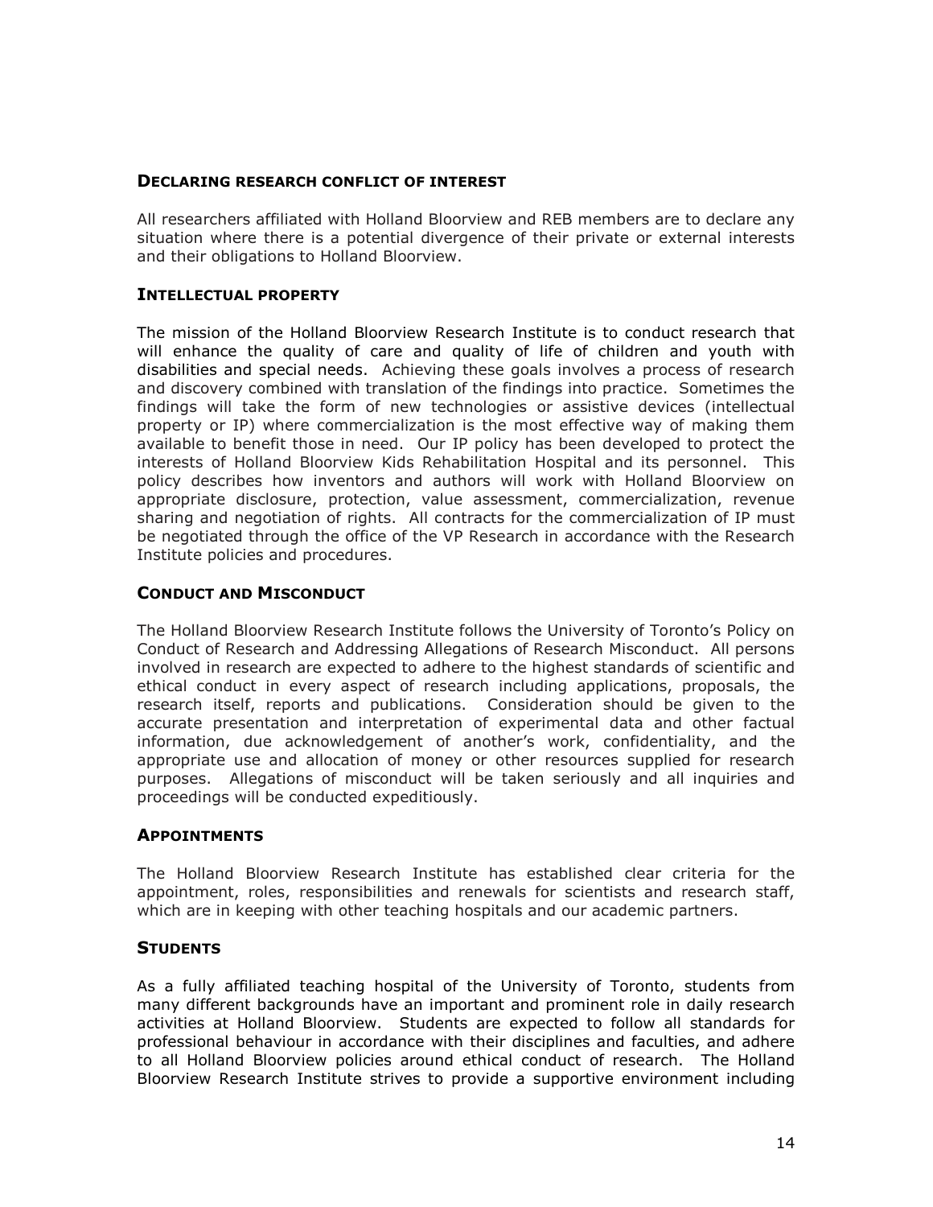### DECLARING RESEARCH CONFLICT OF INTEREST

All researchers affiliated with Holland Bloorview and REB members are to declare any situation where there is a potential divergence of their private or external interests and their obligations to Holland Bloorview.

### INTELLECTUAL PROPERTY

The mission of the Holland Bloorview Research Institute is to conduct research that will enhance the quality of care and quality of life of children and youth with disabilities and special needs. Achieving these goals involves a process of research and discovery combined with translation of the findings into practice. Sometimes the findings will take the form of new technologies or assistive devices (intellectual property or IP) where commercialization is the most effective way of making them available to benefit those in need. Our IP policy has been developed to protect the interests of Holland Bloorview Kids Rehabilitation Hospital and its personnel. This policy describes how inventors and authors will work with Holland Bloorview on appropriate disclosure, protection, value assessment, commercialization, revenue sharing and negotiation of rights. All contracts for the commercialization of IP must be negotiated through the office of the VP Research in accordance with the Research Institute policies and procedures.

### CONDUCT AND MISCONDUCT

The Holland Bloorview Research Institute follows the University of Toronto's Policy on Conduct of Research and Addressing Allegations of Research Misconduct. All persons involved in research are expected to adhere to the highest standards of scientific and ethical conduct in every aspect of research including applications, proposals, the research itself, reports and publications. Consideration should be given to the accurate presentation and interpretation of experimental data and other factual information, due acknowledgement of another's work, confidentiality, and the appropriate use and allocation of money or other resources supplied for research purposes. Allegations of misconduct will be taken seriously and all inquiries and proceedings will be conducted expeditiously.

### APPOINTMENTS

The Holland Bloorview Research Institute has established clear criteria for the appointment, roles, responsibilities and renewals for scientists and research staff, which are in keeping with other teaching hospitals and our academic partners.

### STUDENTS

As a fully affiliated teaching hospital of the University of Toronto, students from many different backgrounds have an important and prominent role in daily research activities at Holland Bloorview. Students are expected to follow all standards for professional behaviour in accordance with their disciplines and faculties, and adhere to all Holland Bloorview policies around ethical conduct of research. The Holland Bloorview Research Institute strives to provide a supportive environment including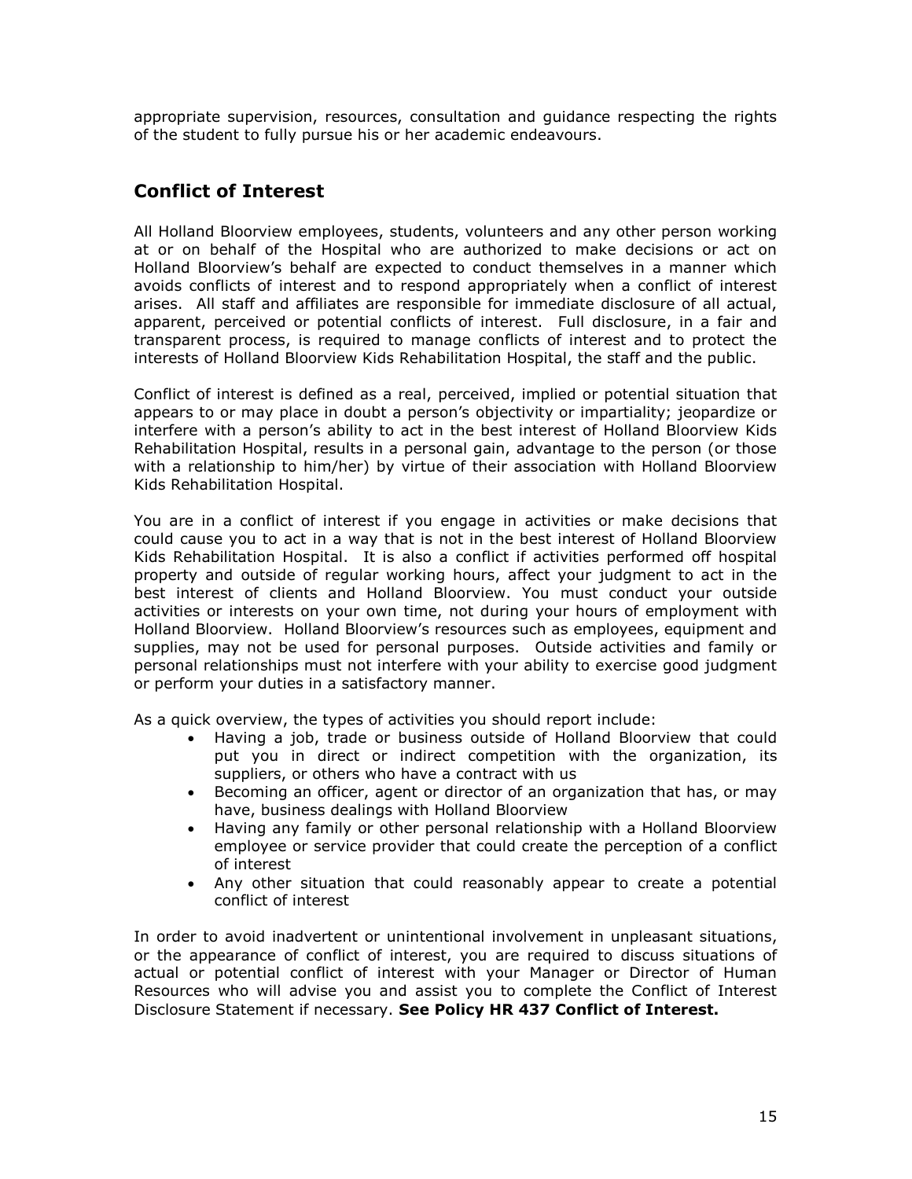appropriate supervision, resources, consultation and guidance respecting the rights of the student to fully pursue his or her academic endeavours.

## Conflict of Interest

All Holland Bloorview employees, students, volunteers and any other person working at or on behalf of the Hospital who are authorized to make decisions or act on Holland Bloorview's behalf are expected to conduct themselves in a manner which avoids conflicts of interest and to respond appropriately when a conflict of interest arises. All staff and affiliates are responsible for immediate disclosure of all actual, apparent, perceived or potential conflicts of interest. Full disclosure, in a fair and transparent process, is required to manage conflicts of interest and to protect the interests of Holland Bloorview Kids Rehabilitation Hospital, the staff and the public.

Conflict of interest is defined as a real, perceived, implied or potential situation that appears to or may place in doubt a person's objectivity or impartiality; jeopardize or interfere with a person's ability to act in the best interest of Holland Bloorview Kids Rehabilitation Hospital, results in a personal gain, advantage to the person (or those with a relationship to him/her) by virtue of their association with Holland Bloorview Kids Rehabilitation Hospital.

You are in a conflict of interest if you engage in activities or make decisions that could cause you to act in a way that is not in the best interest of Holland Bloorview Kids Rehabilitation Hospital. It is also a conflict if activities performed off hospital property and outside of regular working hours, affect your judgment to act in the best interest of clients and Holland Bloorview. You must conduct your outside activities or interests on your own time, not during your hours of employment with Holland Bloorview. Holland Bloorview's resources such as employees, equipment and supplies, may not be used for personal purposes. Outside activities and family or personal relationships must not interfere with your ability to exercise good judgment or perform your duties in a satisfactory manner.

As a quick overview, the types of activities you should report include:

- Having a job, trade or business outside of Holland Bloorview that could put you in direct or indirect competition with the organization, its suppliers, or others who have a contract with us
- Becoming an officer, agent or director of an organization that has, or may have, business dealings with Holland Bloorview
- Having any family or other personal relationship with a Holland Bloorview employee or service provider that could create the perception of a conflict of interest
- Any other situation that could reasonably appear to create a potential conflict of interest

In order to avoid inadvertent or unintentional involvement in unpleasant situations, or the appearance of conflict of interest, you are required to discuss situations of actual or potential conflict of interest with your Manager or Director of Human Resources who will advise you and assist you to complete the Conflict of Interest Disclosure Statement if necessary. **See Policy HR 437 Conflict of Interest.**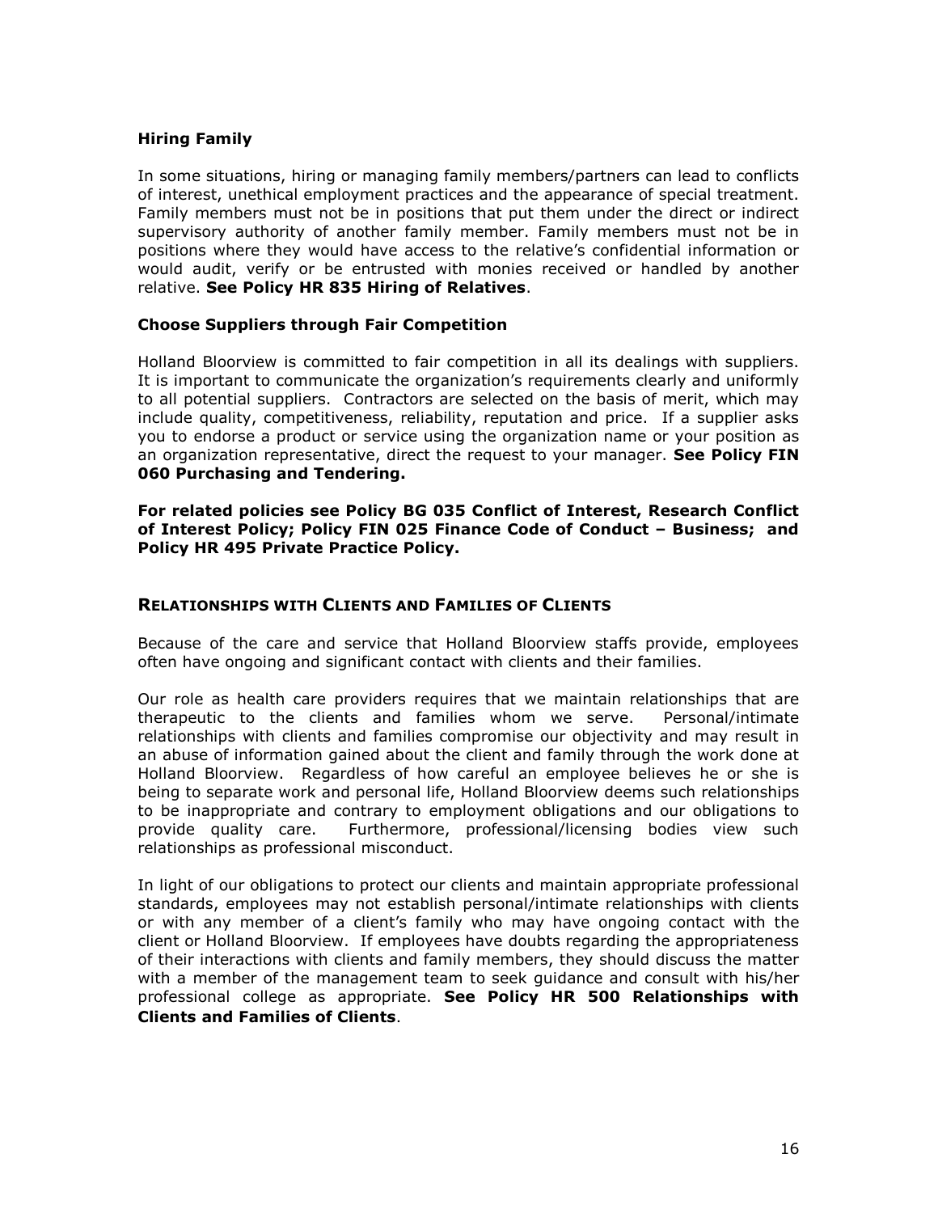### Hiring Family

In some situations, hiring or managing family members/partners can lead to conflicts of interest, unethical employment practices and the appearance of special treatment. Family members must not be in positions that put them under the direct or indirect supervisory authority of another family member. Family members must not be in positions where they would have access to the relative's confidential information or would audit, verify or be entrusted with monies received or handled by another relative. **See Policy HR 835 Hiring of Relatives**.

### Choose Suppliers through Fair Competition

Holland Bloorview is committed to fair competition in all its dealings with suppliers. It is important to communicate the organization's requirements clearly and uniformly to all potential suppliers. Contractors are selected on the basis of merit, which may include quality, competitiveness, reliability, reputation and price. If a supplier asks you to endorse a product or service using the organization name or your position as an organization representative, direct the request to your manager. **See Policy FIN 060 Purchasing and Tendering.**

**For related policies see Policy BG 035 Conflict of Interest, Research Conflict of Interest Policy; Policy FIN 025 Finance Code of Conduct – Business; and Policy HR 495 Private Practice Policy.**

## Relationships with Clients and Families of Clients

Because of the care and service that Holland Bloorview staffs provide, employees often have ongoing and significant contact with clients and their families.

Our role as health care providers requires that we maintain relationships that are therapeutic to the clients and families whom we serve. Personal/intimate relationships with clients and families compromise our objectivity and may result in an abuse of information gained about the client and family through the work done at Holland Bloorview. Regardless of how careful an employee believes he or she is being to separate work and personal life, Holland Bloorview deems such relationships to be inappropriate and contrary to employment obligations and our obligations to provide quality care. Furthermore, professional/licensing bodies view such relationships as professional misconduct.

In light of our obligations to protect our clients and maintain appropriate professional standards, employees may not establish personal/intimate relationships with clients or with any member of a client's family who may have ongoing contact with the client or Holland Bloorview. If employees have doubts regarding the appropriateness of their interactions with clients and family members, they should discuss the matter with a member of the management team to seek guidance and consult with his/her professional college as appropriate. **See Policy HR 500 Relationships with Clients and Families of Clients**.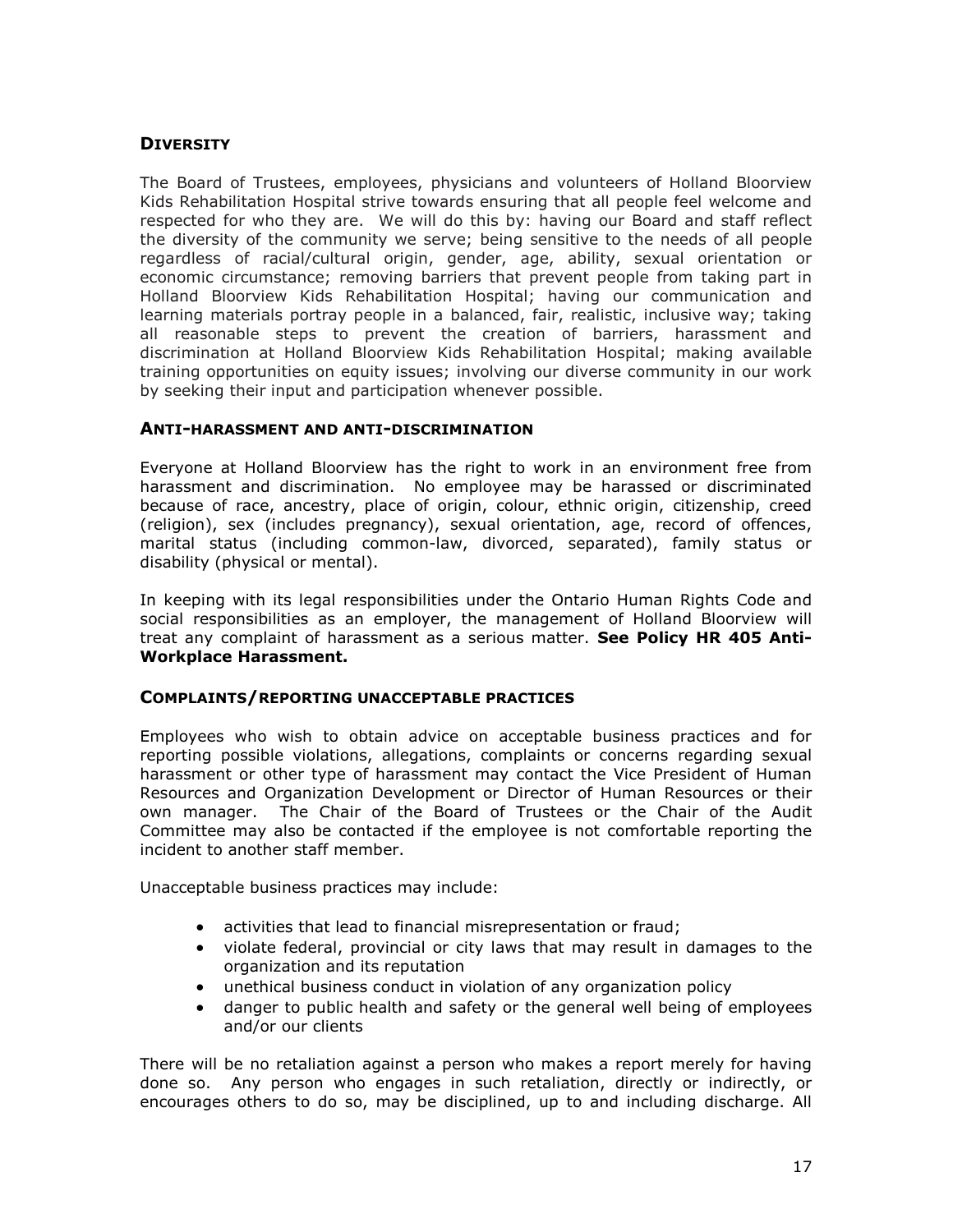### DIVERSITY

The Board of Trustees, employees, physicians and volunteers of Holland Bloorview Kids Rehabilitation Hospital strive towards ensuring that all people feel welcome and respected for who they are. We will do this by: having our Board and staff reflect the diversity of the community we serve; being sensitive to the needs of all people regardless of racial/cultural origin, gender, age, ability, sexual orientation or economic circumstance; removing barriers that prevent people from taking part in Holland Bloorview Kids Rehabilitation Hospital; having our communication and learning materials portray people in a balanced, fair, realistic, inclusive way; taking all reasonable steps to prevent the creation of barriers, harassment and discrimination at Holland Bloorview Kids Rehabilitation Hospital; making available training opportunities on equity issues; involving our diverse community in our work by seeking their input and participation whenever possible.

#### ANTI-HARASSMENT AND ANTI-DISCRIMINATION

Everyone at Holland Bloorview has the right to work in an environment free from harassment and discrimination. No employee may be harassed or discriminated because of race, ancestry, place of origin, colour, ethnic origin, citizenship, creed (religion), sex (includes pregnancy), sexual orientation, age, record of offences, marital status (including common-law, divorced, separated), family status or disability (physical or mental).

In keeping with its legal responsibilities under the Ontario Human Rights Code and social responsibilities as an employer, the management of Holland Bloorview will treat any complaint of harassment as a serious matter. **See Policy HR 405 Anti-Workplace Harassment.**

#### COMPLAINTS/REPORTING UNACCEPTABLE PRACTICES

Employees who wish to obtain advice on acceptable business practices and for reporting possible violations, allegations, complaints or concerns regarding sexual harassment or other type of harassment may contact the Vice President of Human Resources and Organization Development or Director of Human Resources or their own manager. The Chair of the Board of Trustees or the Chair of the Audit Committee may also be contacted if the employee is not comfortable reporting the incident to another staff member.

Unacceptable business practices may include:

- activities that lead to financial misrepresentation or fraud;
- violate federal, provincial or city laws that may result in damages to the organization and its reputation
- unethical business conduct in violation of any organization policy
- danger to public health and safety or the general well being of employees and/or our clients

There will be no retaliation against a person who makes a report merely for having done so. Any person who engages in such retaliation, directly or indirectly, or encourages others to do so, may be disciplined, up to and including discharge. All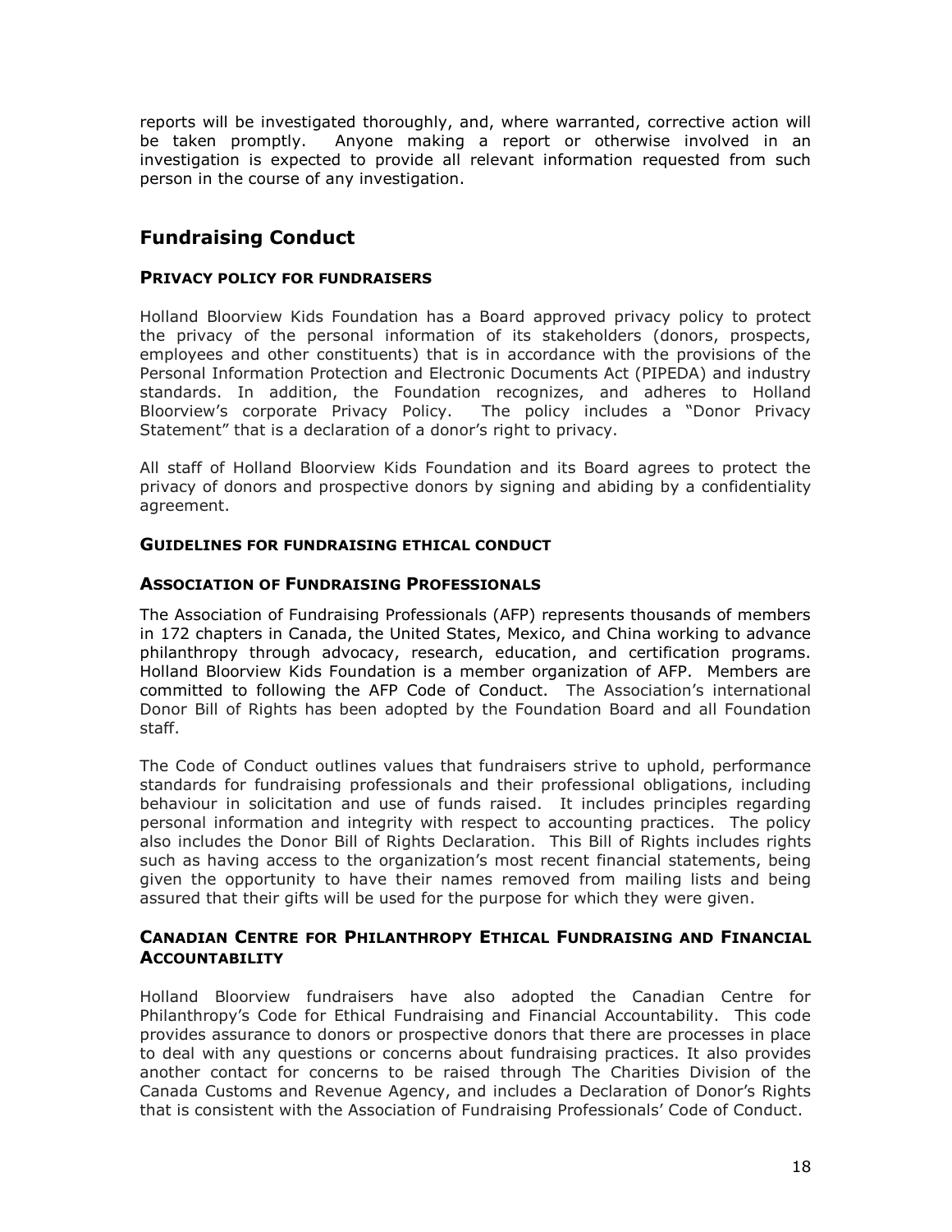reports will be investigated thoroughly, and, where warranted, corrective action will be taken promptly. Anyone making a report or otherwise involved in an investigation is expected to provide all relevant information requested from such person in the course of any investigation.

## Fundraising Conduct

### PRIVACY POLICY FOR FUNDRAISERS

Holland Bloorview Kids Foundation has a Board approved privacy policy to protect the privacy of the personal information of its stakeholders (donors, prospects, employees and other constituents) that is in accordance with the provisions of the Personal Information Protection and Electronic Documents Act (PIPEDA) and industry standards. In addition, the Foundation recognizes, and adheres to Holland Bloorview's corporate Privacy Policy. The policy includes a "Donor Privacy Statement" that is a declaration of a donor's right to privacy.

All staff of Holland Bloorview Kids Foundation and its Board agrees to protect the privacy of donors and prospective donors by signing and abiding by a confidentiality agreement.

### GUIDELINES FOR FUNDRAISING ETHICAL CONDUCT

### ASSOCIATION OF FUNDRAISING PROFESSIONALS

The Association of Fundraising Professionals (AFP) represents thousands of members in 172 chapters in Canada, the United States, Mexico, and China working to advance philanthropy through advocacy, research, education, and certification programs. Holland Bloorview Kids Foundation is a member organization of AFP. Members are committed to following the AFP Code of Conduct. The Association's international Donor Bill of Rights has been adopted by the Foundation Board and all Foundation staff.

The Code of Conduct outlines values that fundraisers strive to uphold, performance standards for fundraising professionals and their professional obligations, including behaviour in solicitation and use of funds raised. It includes principles regarding personal information and integrity with respect to accounting practices. The policy also includes the Donor Bill of Rights Declaration. This Bill of Rights includes rights such as having access to the organization's most recent financial statements, being given the opportunity to have their names removed from mailing lists and being assured that their gifts will be used for the purpose for which they were given.

### CANADIAN CENTRE FOR PHILANTHROPY ETHICAL FUNDRAISING AND FINANCIAL ACCOUNTABILITY

Holland Bloorview fundraisers have also adopted the Canadian Centre for Philanthropy's Code for Ethical Fundraising and Financial Accountability. This code provides assurance to donors or prospective donors that there are processes in place to deal with any questions or concerns about fundraising practices. It also provides another contact for concerns to be raised through The Charities Division of the Canada Customs and Revenue Agency, and includes a Declaration of Donor's Rights that is consistent with the Association of Fundraising Professionals' Code of Conduct.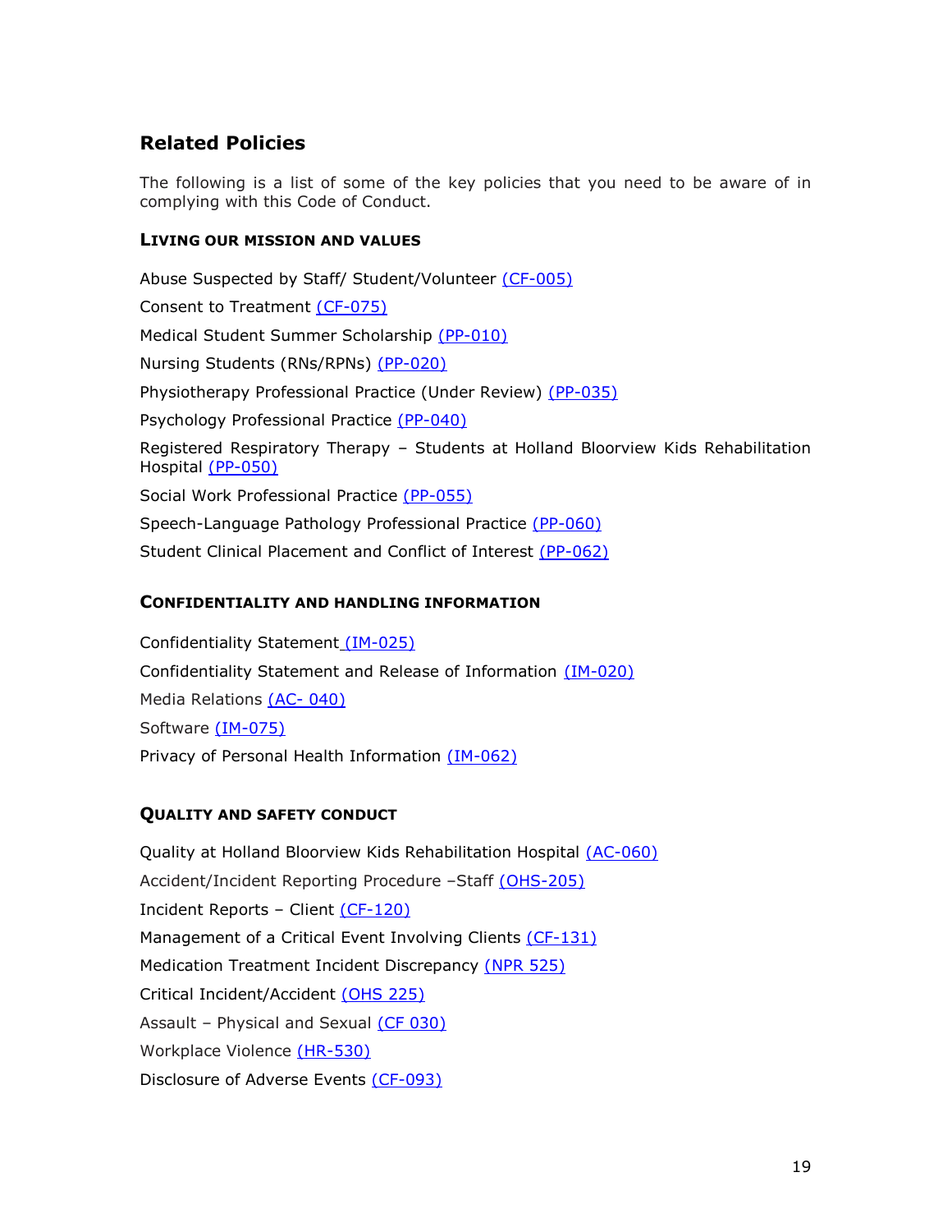## Related Policies

The following is a list of some of the key policies that you need to be aware of in complying with this Code of Conduct.

### LIVING OUR MISSION AND VALUES

Abuse Suspected by Staff/ Student/Volunteer (CF-005)

Consent to Treatment (CF-075)

Medical Student Summer Scholarship (PP-010)

Nursing Students (RNs/RPNs) (PP-020)

Physiotherapy Professional Practice (Under Review) (PP-035)

Psychology Professional Practice (PP-040)

Registered Respiratory Therapy – Students at Holland Bloorview Kids Rehabilitation Hospital (PP-050)

Social Work Professional Practice (PP-055)

Speech-Language Pathology Professional Practice (PP-060)

Student Clinical Placement and Conflict of Interest (PP-062)

### CONFIDENTIALITY AND HANDLING INFORMATION

Confidentiality Statement (IM-025)

Confidentiality Statement and Release of Information (IM-020)

Media Relations (AC- 040)

Software (IM-075)

Privacy of Personal Health Information (IM-062)

### QUALITY AND SAFETY CONDUCT

Quality at Holland Bloorview Kids Rehabilitation Hospital (AC-060)

Accident/Incident Reporting Procedure –Staff (OHS-205)

Incident Reports – Client (CF-120)

Management of a Critical Event Involving Clients (CF-131)

Medication Treatment Incident Discrepancy (NPR 525)

Critical Incident/Accident (OHS 225)

Assault – Physical and Sexual (CF 030)

Workplace Violence (HR-530)

Disclosure of Adverse Events (CF-093)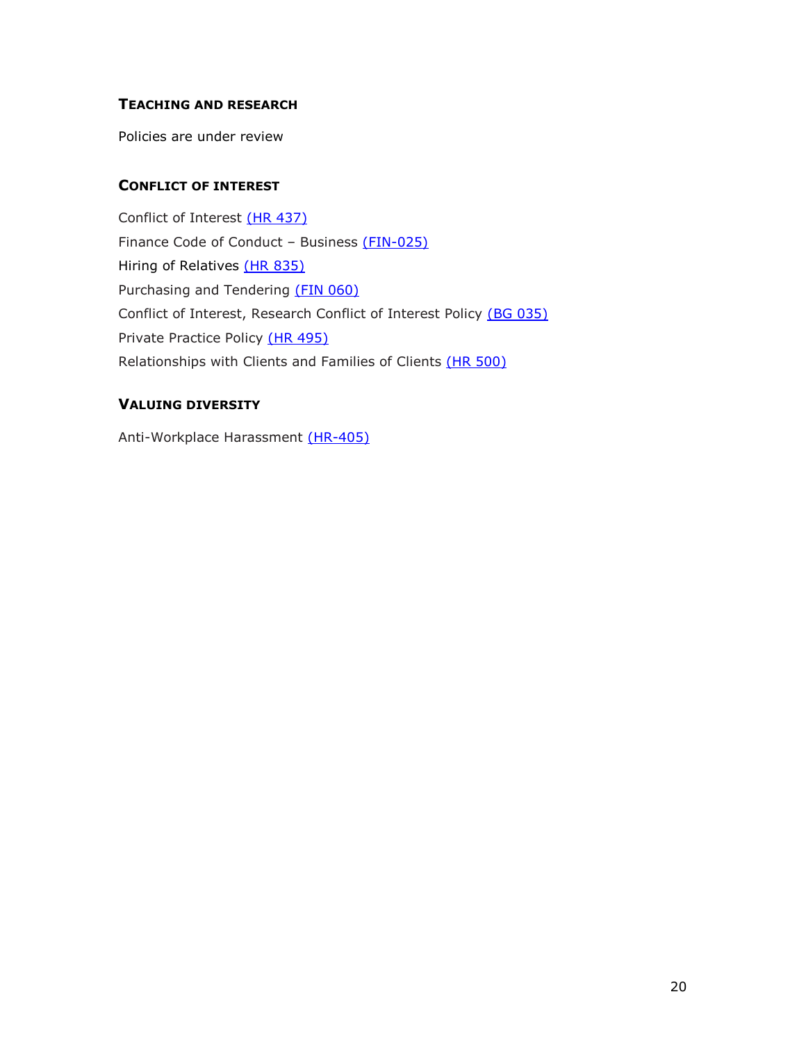### TEACHING AND RESEARCH

Policies are under review

### CONFLICT OF INTEREST

Conflict of Interest (HR 437)
Finance Code of Conduct – Business (FIN-025)
Hiring of Relatives (HR 835)
Purchasing and Tendering (FIN 060)
Conflict of Interest, Research Conflict of Interest Policy (BG 035)
Private Practice Policy (HR 495)
Relationships with Clients and Families of Clients (HR 500)

### VALUING DIVERSITY

Anti-Workplace Harassment (HR-405)